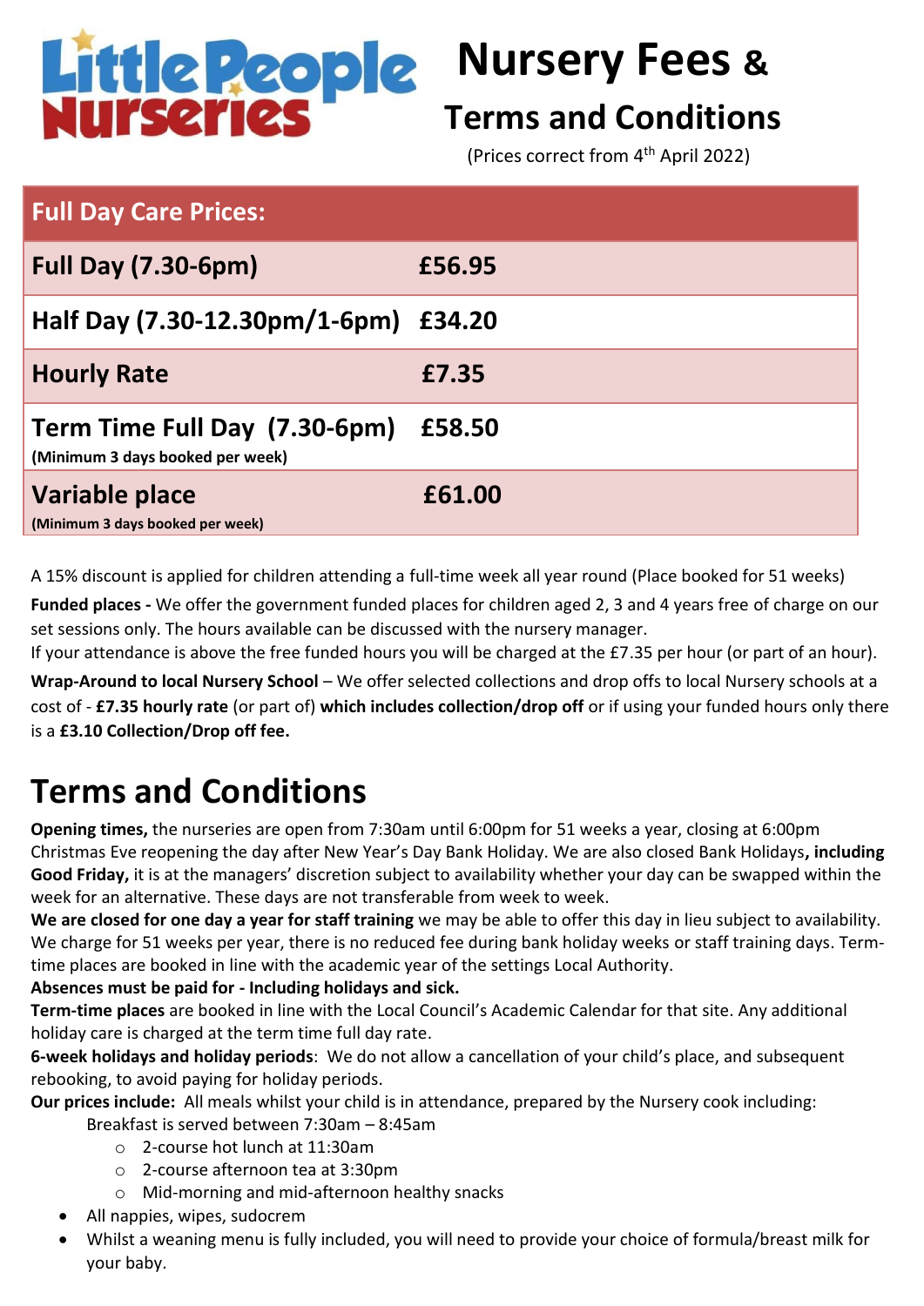# Little People Nurseries

# Nursery Fees & Terms and Conditions

(Prices correct from 4th April 2022)

| Full Day Care Prices: | |
|---|---|
| **Full Day (7.30-6pm)** | **£56.95** |
| **Half Day (7.30-12.30pm/1-6pm)** | **£34.20** |
| **Hourly Rate** | **£7.35** |
| **Term Time Full Day (7.30-6pm)** (Minimum 3 days booked per week) | **£58.50** |
| **Variable place** (Minimum 3 days booked per week) | **£61.00** |

A 15% discount is applied for children attending a full-time week all year round (Place booked for 51 weeks)

**Funded places -** We offer the government funded places for children aged 2, 3 and 4 years free of charge on our set sessions only. The hours available can be discussed with the nursery manager.
If your attendance is above the free funded hours you will be charged at the £7.35 per hour (or part of an hour).

**Wrap-Around to local Nursery School** – We offer selected collections and drop offs to local Nursery schools at a cost of - **£7.35 hourly rate** (or part of) **which includes collection/drop off** or if using your funded hours only there is a **£3.10 Collection/Drop off fee.**

# Terms and Conditions

**Opening times,** the nurseries are open from 7:30am until 6:00pm for 51 weeks a year, closing at 6:00pm Christmas Eve reopening the day after New Year's Day Bank Holiday. We are also closed Bank Holidays**, including Good Friday,** it is at the managers' discretion subject to availability whether your day can be swapped within the week for an alternative. These days are not transferable from week to week.

**We are closed for one day a year for staff training** we may be able to offer this day in lieu subject to availability. We charge for 51 weeks per year, there is no reduced fee during bank holiday weeks or staff training days. Term-time places are booked in line with the academic year of the settings Local Authority.

**Absences must be paid for - Including holidays and sick.**

**Term-time places** are booked in line with the Local Council's Academic Calendar for that site. Any additional holiday care is charged at the term time full day rate.

**6-week holidays and holiday periods**: We do not allow a cancellation of your child's place, and subsequent rebooking, to avoid paying for holiday periods.

**Our prices include:** All meals whilst your child is in attendance, prepared by the Nursery cook including:

Breakfast is served between 7:30am – 8:45am
- 2-course hot lunch at 11:30am
- 2-course afternoon tea at 3:30pm
- Mid-morning and mid-afternoon healthy snacks

- All nappies, wipes, sudocrem
- Whilst a weaning menu is fully included, you will need to provide your choice of formula/breast milk for your baby.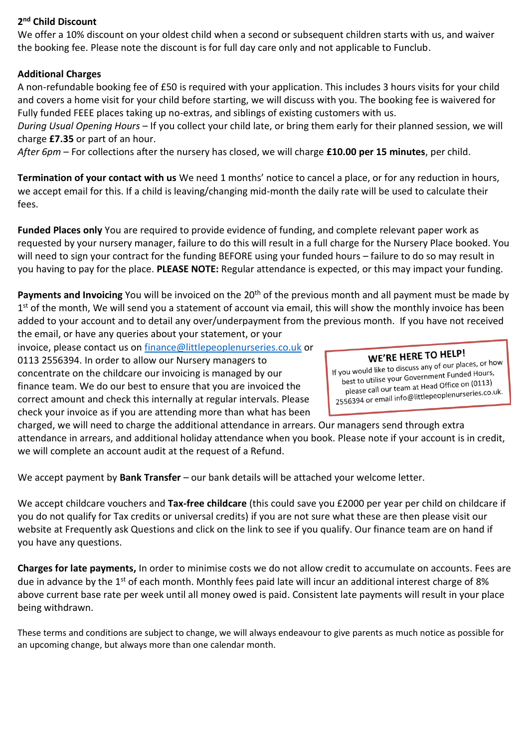**2nd Child Discount**

We offer a 10% discount on your oldest child when a second or subsequent children starts with us, and waiver the booking fee. Please note the discount is for full day care only and not applicable to Funclub.

**Additional Charges**

A non-refundable booking fee of £50 is required with your application. This includes 3 hours visits for your child and covers a home visit for your child before starting, we will discuss with you. The booking fee is waivered for Fully funded FEEE places taking up no-extras, and siblings of existing customers with us.

*During Usual Opening Hours* – If you collect your child late, or bring them early for their planned session, we will charge **£7.35** or part of an hour.

*After 6pm* – For collections after the nursery has closed, we will charge **£10.00 per 15 minutes**, per child.

**Termination of your contact with us** We need 1 months' notice to cancel a place, or for any reduction in hours, we accept email for this. If a child is leaving/changing mid-month the daily rate will be used to calculate their fees.

**Funded Places only** You are required to provide evidence of funding, and complete relevant paper work as requested by your nursery manager, failure to do this will result in a full charge for the Nursery Place booked. You will need to sign your contract for the funding BEFORE using your funded hours – failure to do so may result in you having to pay for the place. **PLEASE NOTE:** Regular attendance is expected, or this may impact your funding.

**Payments and Invoicing** You will be invoiced on the 20th of the previous month and all payment must be made by 1st of the month, We will send you a statement of account via email, this will show the monthly invoice has been added to your account and to detail any over/underpayment from the previous month. If you have not received the email, or have any queries about your statement, or your invoice, please contact us on finance@littlepeoplenurseries.co.uk or 0113 2556394. In order to allow our Nursery managers to concentrate on the childcare our invoicing is managed by our finance team. We do our best to ensure that you are invoiced the correct amount and check this internally at regular intervals. Please check your invoice as if you are attending more than what has been charged, we will need to charge the additional attendance in arrears. Our managers send through extra attendance in arrears, and additional holiday attendance when you book. Please note if your account is in credit, we will complete an account audit at the request of a Refund.

**WE'RE HERE TO HELP!**

If you would like to discuss any of our places, or how best to utilise your Government Funded Hours, please call our team at Head Office on (0113) 2556394 or email info@littlepeoplenurseries.co.uk.

We accept payment by **Bank Transfer** – our bank details will be attached your welcome letter.

We accept childcare vouchers and **Tax-free childcare** (this could save you £2000 per year per child on childcare if you do not qualify for Tax credits or universal credits) if you are not sure what these are then please visit our website at Frequently ask Questions and click on the link to see if you qualify. Our finance team are on hand if you have any questions.

**Charges for late payments,** In order to minimise costs we do not allow credit to accumulate on accounts. Fees are due in advance by the 1st of each month. Monthly fees paid late will incur an additional interest charge of 8% above current base rate per week until all money owed is paid. Consistent late payments will result in your place being withdrawn.

These terms and conditions are subject to change, we will always endeavour to give parents as much notice as possible for an upcoming change, but always more than one calendar month.